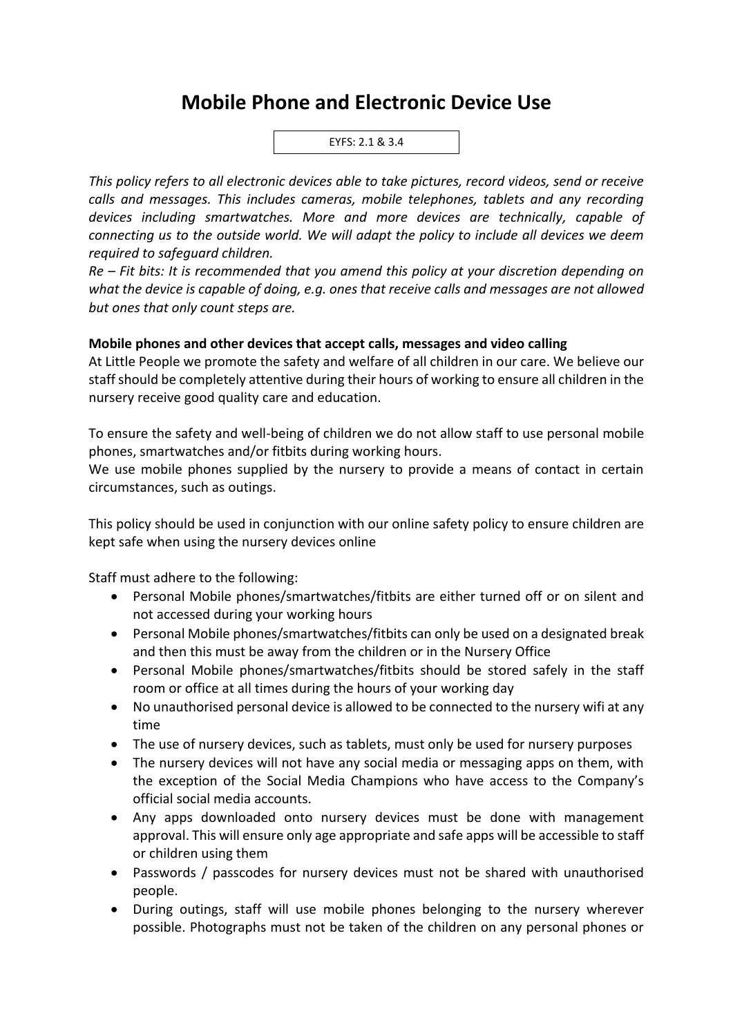# Mobile Phone and Electronic Device Use

EYFS: 2.1 & 3.4

*This policy refers to all electronic devices able to take pictures, record videos, send or receive calls and messages. This includes cameras, mobile telephones, tablets and any recording devices including smartwatches. More and more devices are technically, capable of connecting us to the outside world. We will adapt the policy to include all devices we deem required to safeguard children.*

*Re – Fit bits: It is recommended that you amend this policy at your discretion depending on what the device is capable of doing, e.g. ones that receive calls and messages are not allowed but ones that only count steps are.*

**Mobile phones and other devices that accept calls, messages and video calling**

At Little People we promote the safety and welfare of all children in our care. We believe our staff should be completely attentive during their hours of working to ensure all children in the nursery receive good quality care and education.

To ensure the safety and well-being of children we do not allow staff to use personal mobile phones, smartwatches and/or fitbits during working hours.

We use mobile phones supplied by the nursery to provide a means of contact in certain circumstances, such as outings.

This policy should be used in conjunction with our online safety policy to ensure children are kept safe when using the nursery devices online

Staff must adhere to the following:

- Personal Mobile phones/smartwatches/fitbits are either turned off or on silent and not accessed during your working hours
- Personal Mobile phones/smartwatches/fitbits can only be used on a designated break and then this must be away from the children or in the Nursery Office
- Personal Mobile phones/smartwatches/fitbits should be stored safely in the staff room or office at all times during the hours of your working day
- No unauthorised personal device is allowed to be connected to the nursery wifi at any time
- The use of nursery devices, such as tablets, must only be used for nursery purposes
- The nursery devices will not have any social media or messaging apps on them, with the exception of the Social Media Champions who have access to the Company's official social media accounts.
- Any apps downloaded onto nursery devices must be done with management approval. This will ensure only age appropriate and safe apps will be accessible to staff or children using them
- Passwords / passcodes for nursery devices must not be shared with unauthorised people.
- During outings, staff will use mobile phones belonging to the nursery wherever possible. Photographs must not be taken of the children on any personal phones or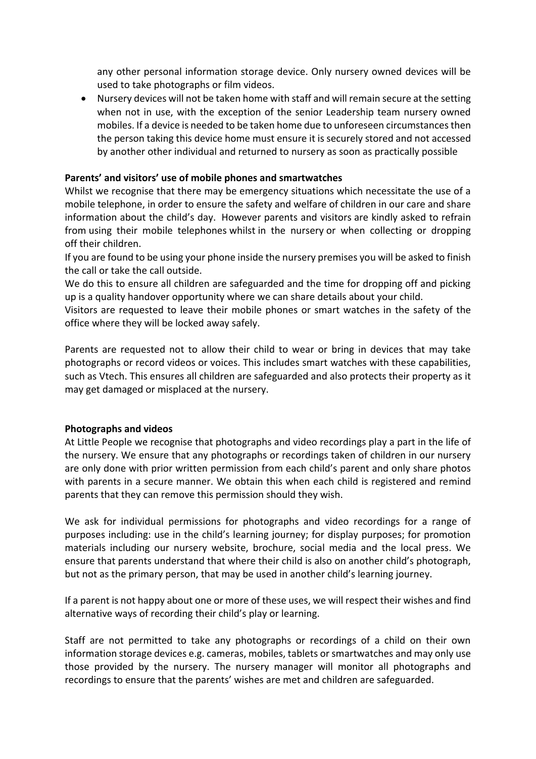any other personal information storage device. Only nursery owned devices will be used to take photographs or film videos.

- Nursery devices will not be taken home with staff and will remain secure at the setting when not in use, with the exception of the senior Leadership team nursery owned mobiles. If a device is needed to be taken home due to unforeseen circumstances then the person taking this device home must ensure it is securely stored and not accessed by another other individual and returned to nursery as soon as practically possible

**Parents' and visitors' use of mobile phones and smartwatches**

Whilst we recognise that there may be emergency situations which necessitate the use of a mobile telephone, in order to ensure the safety and welfare of children in our care and share information about the child's day. However parents and visitors are kindly asked to refrain from using their mobile telephones whilst in the nursery or when collecting or dropping off their children.

If you are found to be using your phone inside the nursery premises you will be asked to finish the call or take the call outside.

We do this to ensure all children are safeguarded and the time for dropping off and picking up is a quality handover opportunity where we can share details about your child.

Visitors are requested to leave their mobile phones or smart watches in the safety of the office where they will be locked away safely.

Parents are requested not to allow their child to wear or bring in devices that may take photographs or record videos or voices. This includes smart watches with these capabilities, such as Vtech. This ensures all children are safeguarded and also protects their property as it may get damaged or misplaced at the nursery.

**Photographs and videos**

At Little People we recognise that photographs and video recordings play a part in the life of the nursery. We ensure that any photographs or recordings taken of children in our nursery are only done with prior written permission from each child's parent and only share photos with parents in a secure manner. We obtain this when each child is registered and remind parents that they can remove this permission should they wish.

We ask for individual permissions for photographs and video recordings for a range of purposes including: use in the child's learning journey; for display purposes; for promotion materials including our nursery website, brochure, social media and the local press. We ensure that parents understand that where their child is also on another child's photograph, but not as the primary person, that may be used in another child's learning journey.

If a parent is not happy about one or more of these uses, we will respect their wishes and find alternative ways of recording their child's play or learning.

Staff are not permitted to take any photographs or recordings of a child on their own information storage devices e.g. cameras, mobiles, tablets or smartwatches and may only use those provided by the nursery. The nursery manager will monitor all photographs and recordings to ensure that the parents' wishes are met and children are safeguarded.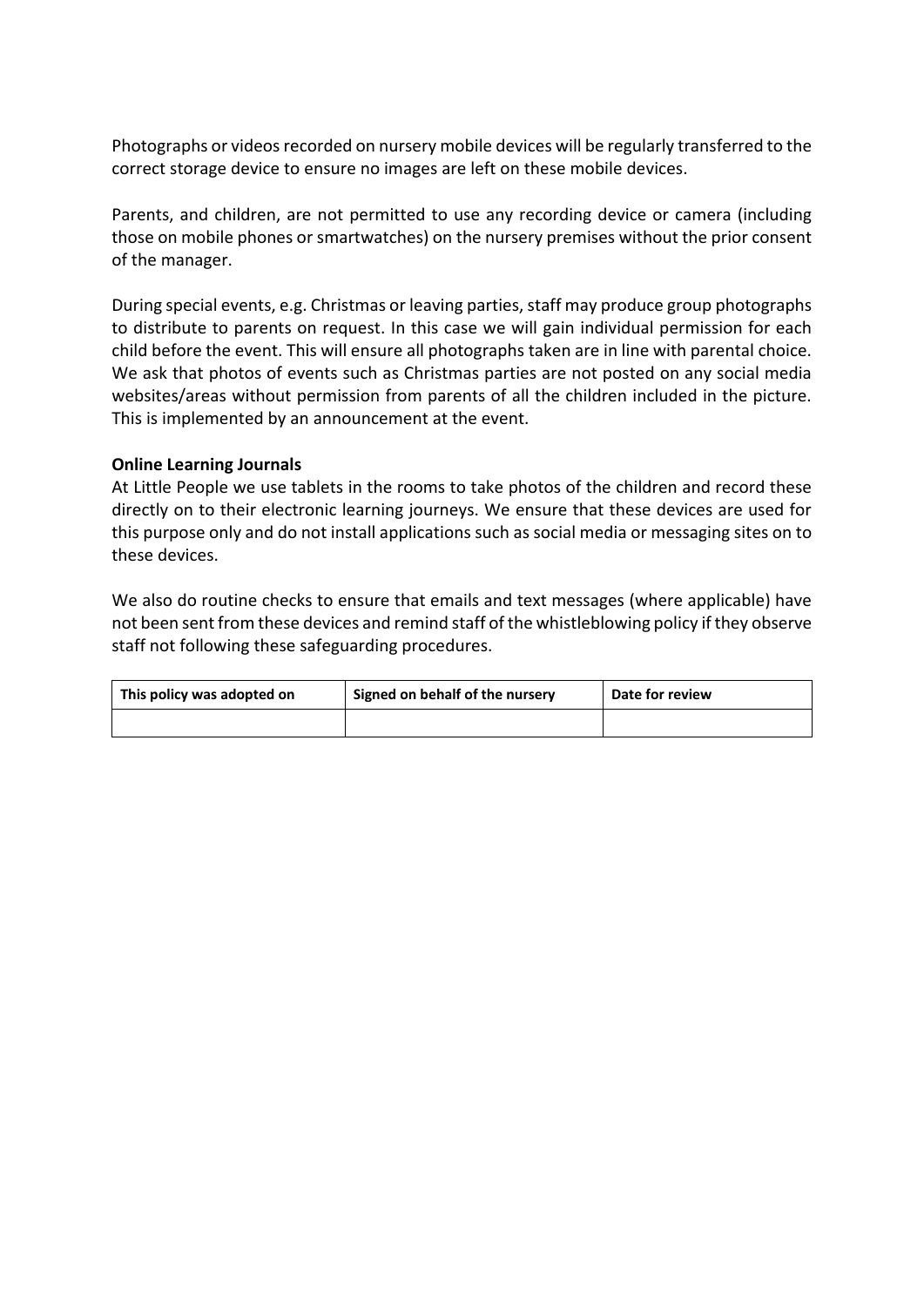Photographs or videos recorded on nursery mobile devices will be regularly transferred to the correct storage device to ensure no images are left on these mobile devices.

Parents, and children, are not permitted to use any recording device or camera (including those on mobile phones or smartwatches) on the nursery premises without the prior consent of the manager.

During special events, e.g. Christmas or leaving parties, staff may produce group photographs to distribute to parents on request. In this case we will gain individual permission for each child before the event. This will ensure all photographs taken are in line with parental choice. We ask that photos of events such as Christmas parties are not posted on any social media websites/areas without permission from parents of all the children included in the picture. This is implemented by an announcement at the event.

**Online Learning Journals**

At Little People we use tablets in the rooms to take photos of the children and record these directly on to their electronic learning journeys. We ensure that these devices are used for this purpose only and do not install applications such as social media or messaging sites on to these devices.

We also do routine checks to ensure that emails and text messages (where applicable) have not been sent from these devices and remind staff of the whistleblowing policy if they observe staff not following these safeguarding procedures.

| This policy was adopted on | Signed on behalf of the nursery | Date for review |
| --- | --- | --- |
| | | |